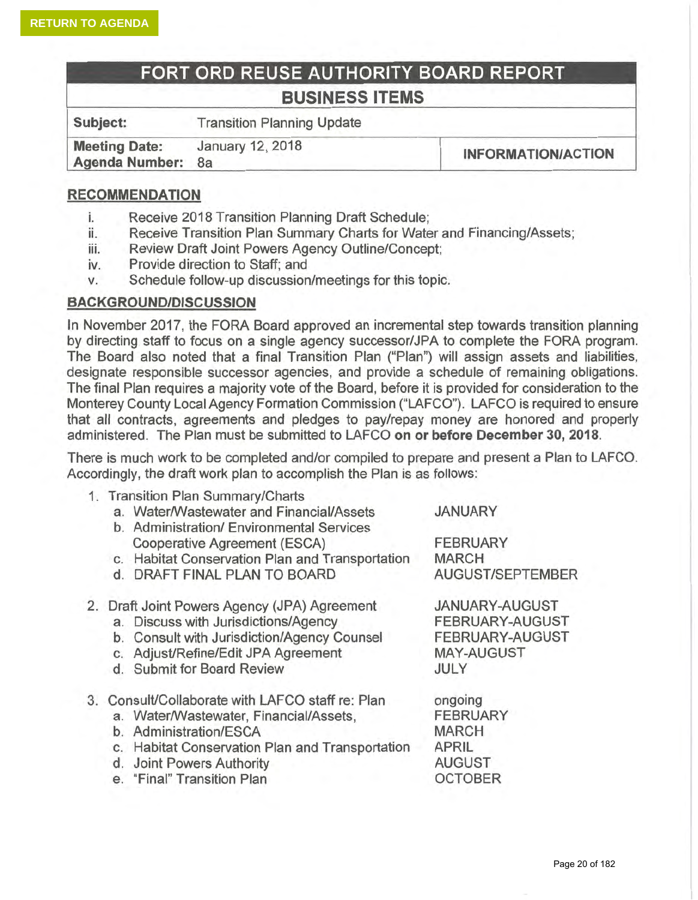RETURN TO AGENDA

# FORT ORD REUSE AUTHORITY BOARD REPORT

## BUSINESS ITEMS

| Subject: | Transition Planning Update | |
|---|---|---|
| Meeting Date: | January 12, 2018 | INFORMATION/ACTION |
| Agenda Number: | 8a | |

## RECOMMENDATION

i. Receive 2018 Transition Planning Draft Schedule;
ii. Receive Transition Plan Summary Charts for Water and Financing/Assets;
iii. Review Draft Joint Powers Agency Outline/Concept;
iv. Provide direction to Staff; and
v. Schedule follow-up discussion/meetings for this topic.

## BACKGROUND/DISCUSSION

In November 2017, the FORA Board approved an incremental step towards transition planning by directing staff to focus on a single agency successor/JPA to complete the FORA program. The Board also noted that a final Transition Plan ("Plan") will assign assets and liabilities, designate responsible successor agencies, and provide a schedule of remaining obligations. The final Plan requires a majority vote of the Board, before it is provided for consideration to the Monterey County Local Agency Formation Commission ("LAFCO"). LAFCO is required to ensure that all contracts, agreements and pledges to pay/repay money are honored and properly administered. The Plan must be submitted to LAFCO **on or before December 30, 2018.**

There is much work to be completed and/or compiled to prepare and present a Plan to LAFCO. Accordingly, the draft work plan to accomplish the Plan is as follows:

1. Transition Plan Summary/Charts
   a. Water/Wastewater and Financial/Assets — JANUARY
   b. Administration/ Environmental Services Cooperative Agreement (ESCA) — FEBRUARY
   c. Habitat Conservation Plan and Transportation — MARCH
   d. DRAFT FINAL PLAN TO BOARD — AUGUST/SEPTEMBER

2. Draft Joint Powers Agency (JPA) Agreement — JANUARY-AUGUST
   a. Discuss with Jurisdictions/Agency — FEBRUARY-AUGUST
   b. Consult with Jurisdiction/Agency Counsel — FEBRUARY-AUGUST
   c. Adjust/Refine/Edit JPA Agreement — MAY-AUGUST
   d. Submit for Board Review — JULY

3. Consult/Collaborate with LAFCO staff re: Plan — ongoing
   a. Water/Wastewater, Financial/Assets, — FEBRUARY
   b. Administration/ESCA — MARCH
   c. Habitat Conservation Plan and Transportation — APRIL
   d. Joint Powers Authority — AUGUST
   e. "Final" Transition Plan — OCTOBER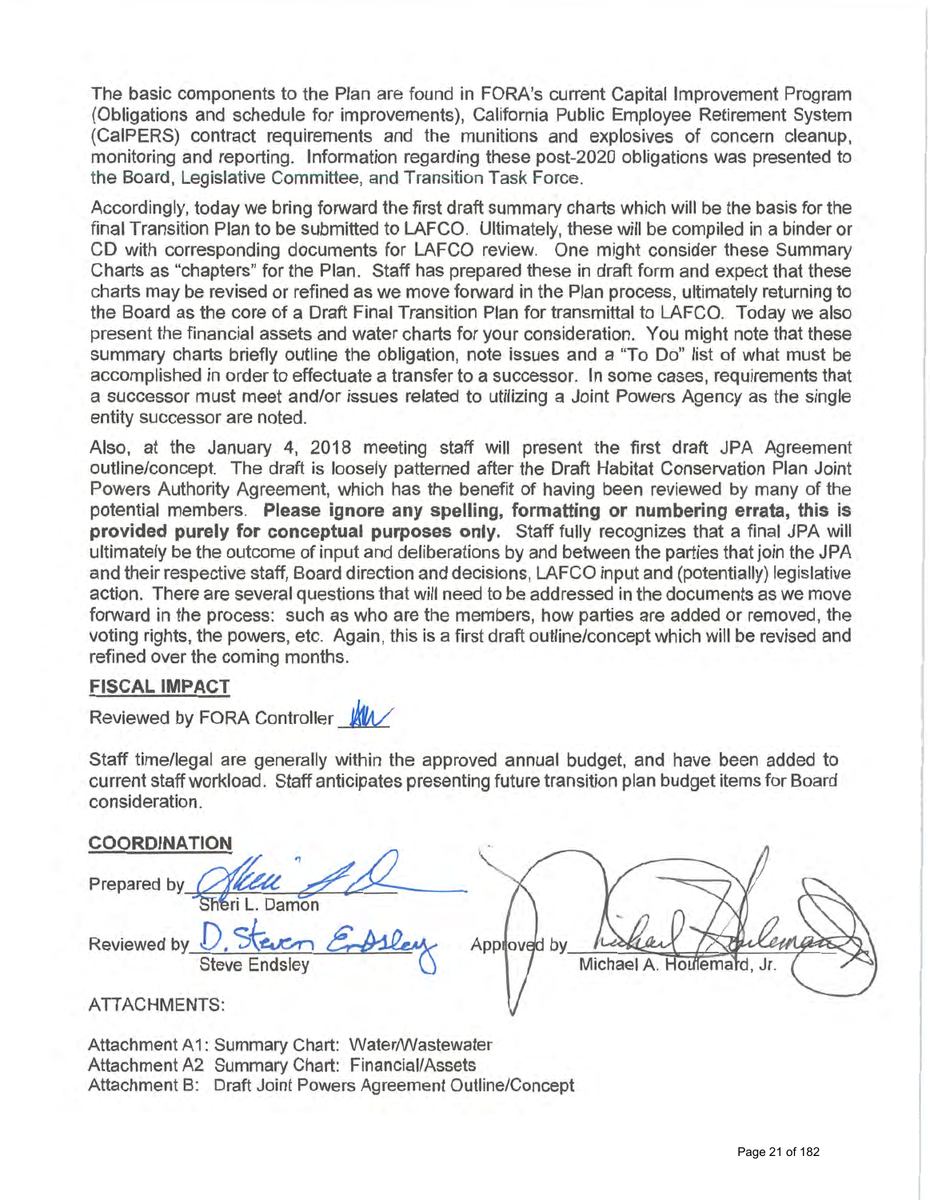The basic components to the Plan are found in FORA's current Capital Improvement Program (Obligations and schedule for improvements), California Public Employee Retirement System (CalPERS) contract requirements and the munitions and explosives of concern cleanup, monitoring and reporting. Information regarding these post-2020 obligations was presented to the Board, Legislative Committee, and Transition Task Force.

Accordingly, today we bring forward the first draft summary charts which will be the basis for the final Transition Plan to be submitted to LAFCO. Ultimately, these will be compiled in a binder or CD with corresponding documents for LAFCO review. One might consider these Summary Charts as "chapters" for the Plan. Staff has prepared these in draft form and expect that these charts may be revised or refined as we move forward in the Plan process, ultimately returning to the Board as the core of a Draft Final Transition Plan for transmittal to LAFCO. Today we also present the financial assets and water charts for your consideration. You might note that these summary charts briefly outline the obligation, note issues and a "To Do" list of what must be accomplished in order to effectuate a transfer to a successor. In some cases, requirements that a successor must meet and/or issues related to utilizing a Joint Powers Agency as the single entity successor are noted.

Also, at the January 4, 2018 meeting staff will present the first draft JPA Agreement outline/concept. The draft is loosely patterned after the Draft Habitat Conservation Plan Joint Powers Authority Agreement, which has the benefit of having been reviewed by many of the potential members. **Please ignore any spelling, formatting or numbering errata, this is provided purely for conceptual purposes only.** Staff fully recognizes that a final JPA will ultimately be the outcome of input and deliberations by and between the parties that join the JPA and their respective staff, Board direction and decisions, LAFCO input and (potentially) legislative action. There are several questions that will need to be addressed in the documents as we move forward in the process: such as who are the members, how parties are added or removed, the voting rights, the powers, etc. Again, this is a first draft outline/concept which will be revised and refined over the coming months.

## FISCAL IMPACT

Reviewed by FORA Controller ______

Staff time/legal are generally within the approved annual budget, and have been added to current staff workload. Staff anticipates presenting future transition plan budget items for Board consideration.

## COORDINATION

Prepared by ______
Sheri L. Damon

Reviewed by ______
Steve Endsley

Approved by ______
Michael A. Houlemard, Jr.

ATTACHMENTS:

Attachment A1: Summary Chart: Water/Wastewater
Attachment A2 Summary Chart: Financial/Assets
Attachment B: Draft Joint Powers Agreement Outline/Concept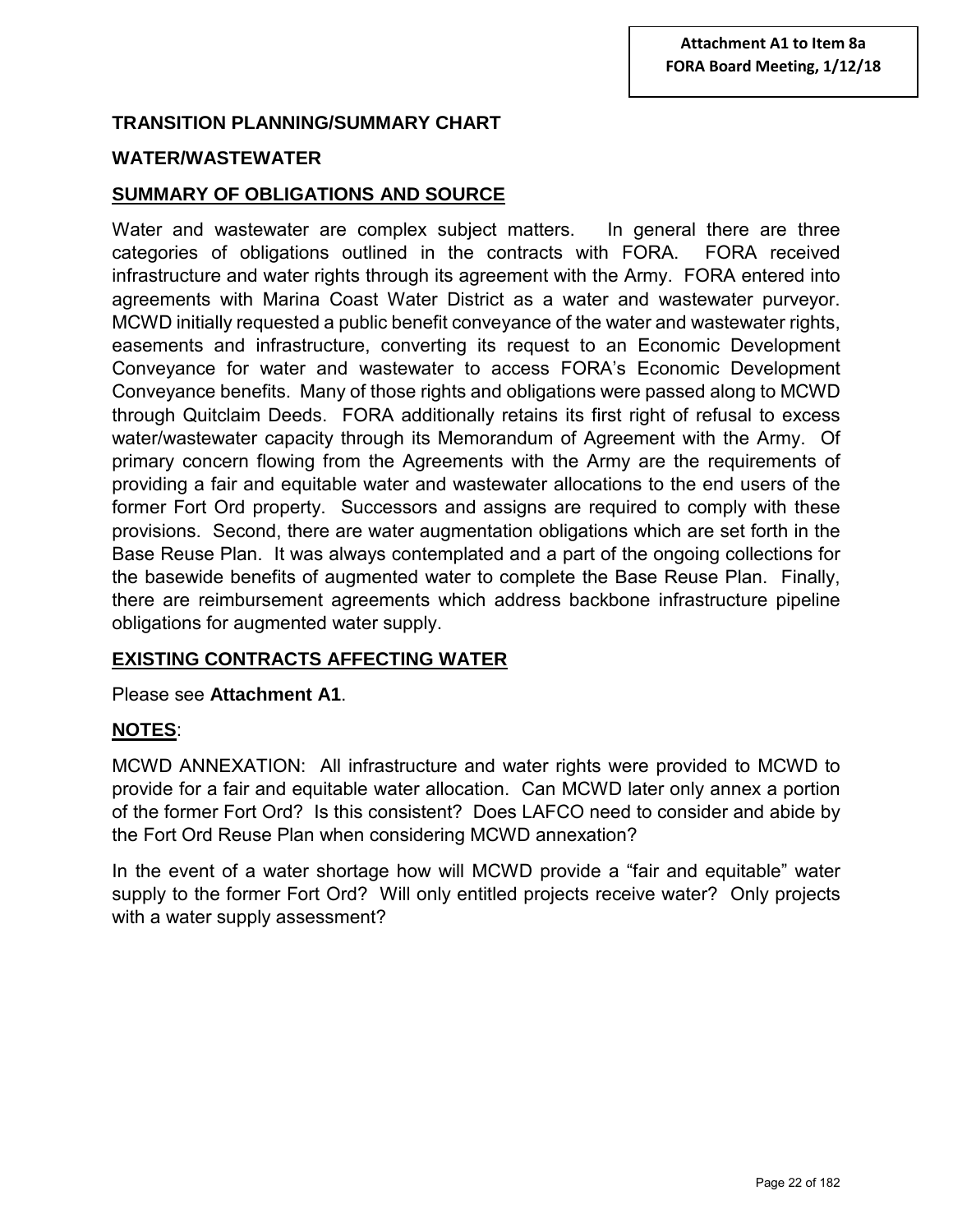**Attachment A1 to Item 8a**
**FORA Board Meeting, 1/12/18**

## TRANSITION PLANNING/SUMMARY CHART

## WATER/WASTEWATER

### SUMMARY OF OBLIGATIONS AND SOURCE

Water and wastewater are complex subject matters. In general there are three categories of obligations outlined in the contracts with FORA. FORA received infrastructure and water rights through its agreement with the Army. FORA entered into agreements with Marina Coast Water District as a water and wastewater purveyor. MCWD initially requested a public benefit conveyance of the water and wastewater rights, easements and infrastructure, converting its request to an Economic Development Conveyance for water and wastewater to access FORA's Economic Development Conveyance benefits. Many of those rights and obligations were passed along to MCWD through Quitclaim Deeds. FORA additionally retains its first right of refusal to excess water/wastewater capacity through its Memorandum of Agreement with the Army. Of primary concern flowing from the Agreements with the Army are the requirements of providing a fair and equitable water and wastewater allocations to the end users of the former Fort Ord property. Successors and assigns are required to comply with these provisions. Second, there are water augmentation obligations which are set forth in the Base Reuse Plan. It was always contemplated and a part of the ongoing collections for the basewide benefits of augmented water to complete the Base Reuse Plan. Finally, there are reimbursement agreements which address backbone infrastructure pipeline obligations for augmented water supply.

### EXISTING CONTRACTS AFFECTING WATER

Please see **Attachment A1**.

### NOTES:

MCWD ANNEXATION: All infrastructure and water rights were provided to MCWD to provide for a fair and equitable water allocation. Can MCWD later only annex a portion of the former Fort Ord? Is this consistent? Does LAFCO need to consider and abide by the Fort Ord Reuse Plan when considering MCWD annexation?

In the event of a water shortage how will MCWD provide a "fair and equitable" water supply to the former Fort Ord? Will only entitled projects receive water? Only projects with a water supply assessment?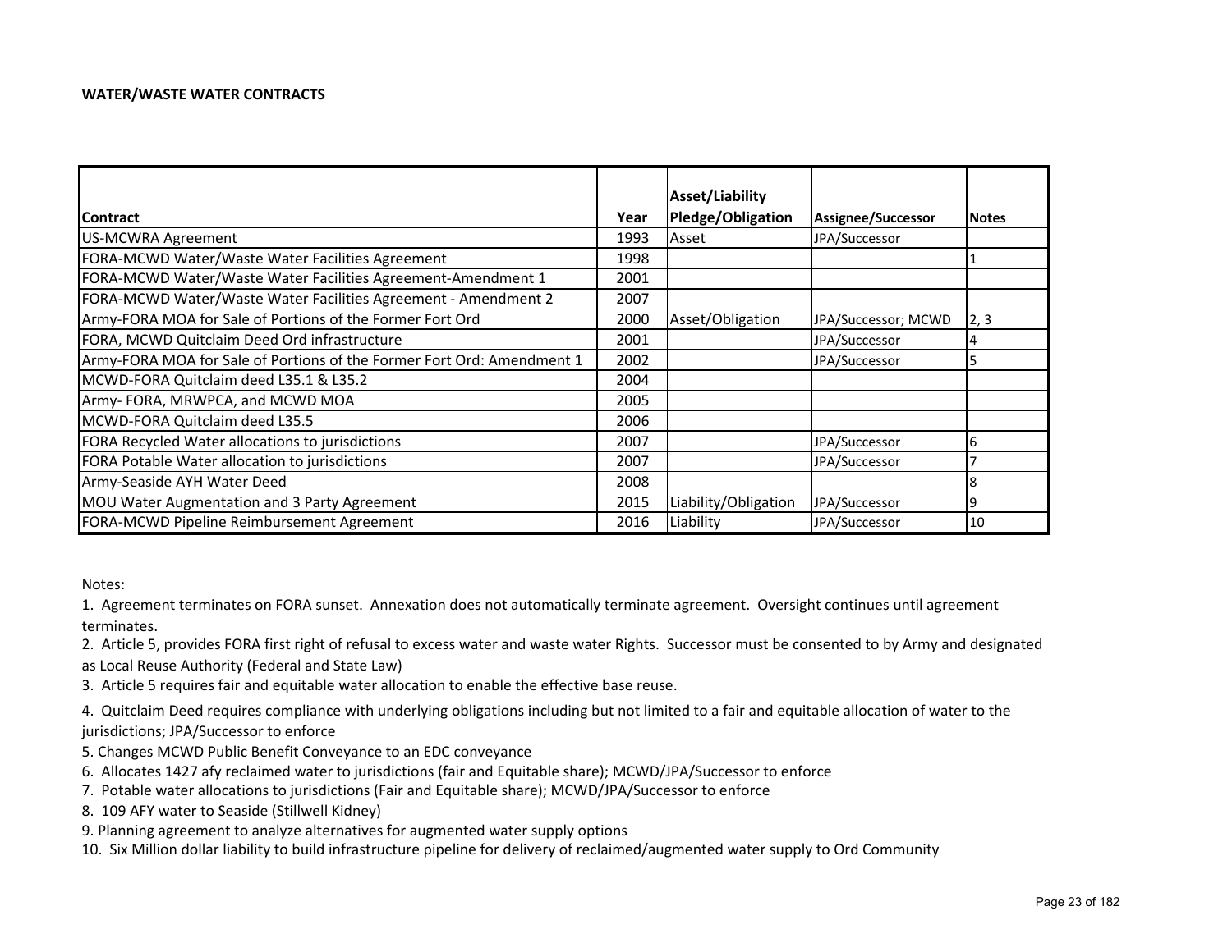**WATER/WASTE WATER CONTRACTS**

| Contract | Year | Asset/Liability Pledge/Obligation | Assignee/Successor | Notes |
|---|---|---|---|---|
| US-MCWRA Agreement | 1993 | Asset | JPA/Successor | |
| FORA-MCWD Water/Waste Water Facilities Agreement | 1998 | | | 1 |
| FORA-MCWD Water/Waste Water Facilities Agreement-Amendment 1 | 2001 | | | |
| FORA-MCWD Water/Waste Water Facilities Agreement - Amendment 2 | 2007 | | | |
| Army-FORA MOA for Sale of Portions of the Former Fort Ord | 2000 | Asset/Obligation | JPA/Successor; MCWD | 2, 3 |
| FORA, MCWD Quitclaim Deed Ord infrastructure | 2001 | | JPA/Successor | 4 |
| Army-FORA MOA for Sale of Portions of the Former Fort Ord: Amendment 1 | 2002 | | JPA/Successor | 5 |
| MCWD-FORA Quitclaim deed L35.1 & L35.2 | 2004 | | | |
| Army- FORA, MRWPCA, and MCWD MOA | 2005 | | | |
| MCWD-FORA Quitclaim deed L35.5 | 2006 | | | |
| FORA Recycled Water allocations to jurisdictions | 2007 | | JPA/Successor | 6 |
| FORA Potable Water allocation to jurisdictions | 2007 | | JPA/Successor | 7 |
| Army-Seaside AYH Water Deed | 2008 | | | 8 |
| MOU Water Augmentation and 3 Party Agreement | 2015 | Liability/Obligation | JPA/Successor | 9 |
| FORA-MCWD Pipeline Reimbursement Agreement | 2016 | Liability | JPA/Successor | 10 |

Notes:

1. Agreement terminates on FORA sunset. Annexation does not automatically terminate agreement. Oversight continues until agreement terminates.
2. Article 5, provides FORA first right of refusal to excess water and waste water Rights. Successor must be consented to by Army and designated as Local Reuse Authority (Federal and State Law)
3. Article 5 requires fair and equitable water allocation to enable the effective base reuse.
4. Quitclaim Deed requires compliance with underlying obligations including but not limited to a fair and equitable allocation of water to the jurisdictions; JPA/Successor to enforce
5. Changes MCWD Public Benefit Conveyance to an EDC conveyance
6. Allocates 1427 afy reclaimed water to jurisdictions (fair and Equitable share); MCWD/JPA/Successor to enforce
7. Potable water allocations to jurisdictions (Fair and Equitable share); MCWD/JPA/Successor to enforce
8. 109 AFY water to Seaside (Stillwell Kidney)
9. Planning agreement to analyze alternatives for augmented water supply options
10. Six Million dollar liability to build infrastructure pipeline for delivery of reclaimed/augmented water supply to Ord Community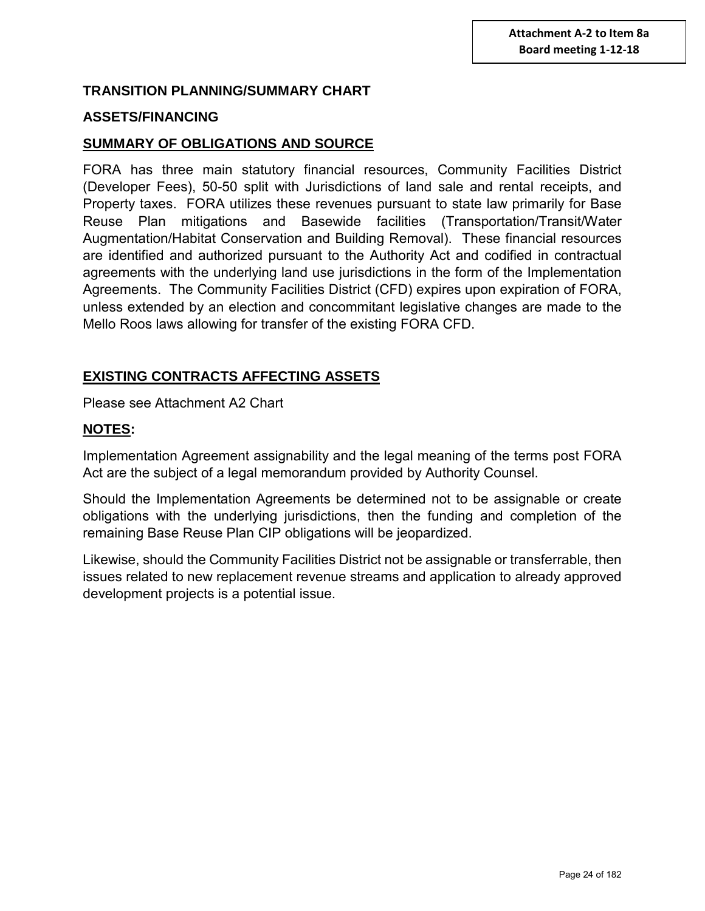**Attachment A-2 to Item 8a**
**Board meeting 1-12-18**

**TRANSITION PLANNING/SUMMARY CHART**

**ASSETS/FINANCING**

## SUMMARY OF OBLIGATIONS AND SOURCE

FORA has three main statutory financial resources, Community Facilities District (Developer Fees), 50-50 split with Jurisdictions of land sale and rental receipts, and Property taxes. FORA utilizes these revenues pursuant to state law primarily for Base Reuse Plan mitigations and Basewide facilities (Transportation/Transit/Water Augmentation/Habitat Conservation and Building Removal). These financial resources are identified and authorized pursuant to the Authority Act and codified in contractual agreements with the underlying land use jurisdictions in the form of the Implementation Agreements. The Community Facilities District (CFD) expires upon expiration of FORA, unless extended by an election and concommitant legislative changes are made to the Mello Roos laws allowing for transfer of the existing FORA CFD.

## EXISTING CONTRACTS AFFECTING ASSETS

Please see Attachment A2 Chart

## NOTES:

Implementation Agreement assignability and the legal meaning of the terms post FORA Act are the subject of a legal memorandum provided by Authority Counsel.

Should the Implementation Agreements be determined not to be assignable or create obligations with the underlying jurisdictions, then the funding and completion of the remaining Base Reuse Plan CIP obligations will be jeopardized.

Likewise, should the Community Facilities District not be assignable or transferrable, then issues related to new replacement revenue streams and application to already approved development projects is a potential issue.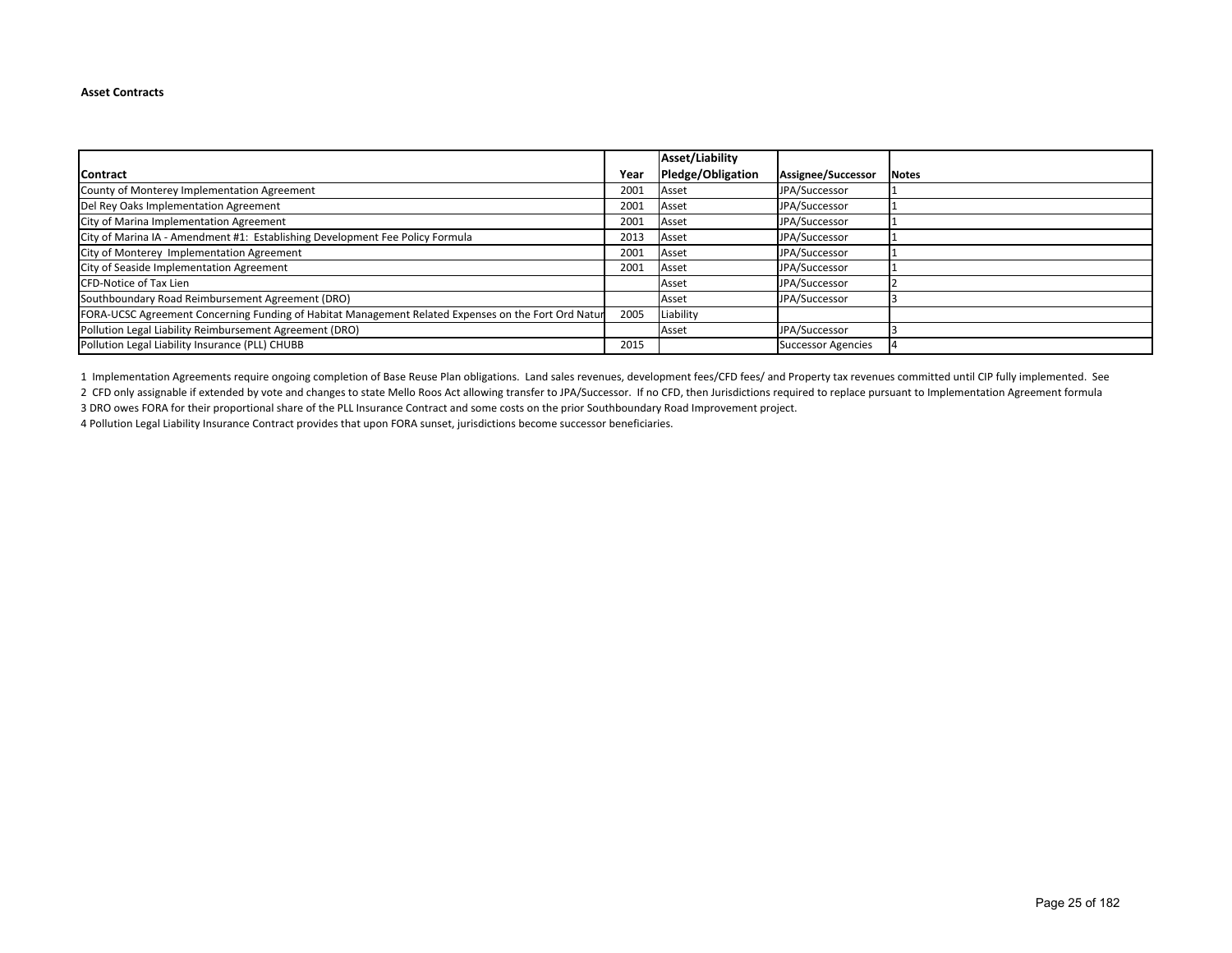**Asset Contracts**

| Contract | Year | Asset/Liability Pledge/Obligation | Assignee/Successor | Notes |
|---|---|---|---|---|
| County of Monterey Implementation Agreement | 2001 | Asset | JPA/Successor | 1 |
| Del Rey Oaks Implementation Agreement | 2001 | Asset | JPA/Successor | 1 |
| City of Marina Implementation Agreement | 2001 | Asset | JPA/Successor | 1 |
| City of Marina IA - Amendment #1: Establishing Development Fee Policy Formula | 2013 | Asset | JPA/Successor | 1 |
| City of Monterey Implementation Agreement | 2001 | Asset | JPA/Successor | 1 |
| City of Seaside Implementation Agreement | 2001 | Asset | JPA/Successor | 1 |
| CFD-Notice of Tax Lien | | Asset | JPA/Successor | 2 |
| Southboundary Road Reimbursement Agreement (DRO) | | Asset | JPA/Successor | 3 |
| FORA-UCSC Agreement Concerning Funding of Habitat Management Related Expenses on the Fort Ord Natur | 2005 | Liability | | |
| Pollution Legal Liability Reimbursement Agreement (DRO) | | Asset | JPA/Successor | 3 |
| Pollution Legal Liability Insurance (PLL) CHUBB | 2015 | | Successor Agencies | 4 |

1 Implementation Agreements require ongoing completion of Base Reuse Plan obligations. Land sales revenues, development fees/CFD fees/ and Property tax revenues committed until CIP fully implemented. See

2 CFD only assignable if extended by vote and changes to state Mello Roos Act allowing transfer to JPA/Successor. If no CFD, then Jurisdictions required to replace pursuant to Implementation Agreement formula

3 DRO owes FORA for their proportional share of the PLL Insurance Contract and some costs on the prior Southboundary Road Improvement project.

4 Pollution Legal Liability Insurance Contract provides that upon FORA sunset, jurisdictions become successor beneficiaries.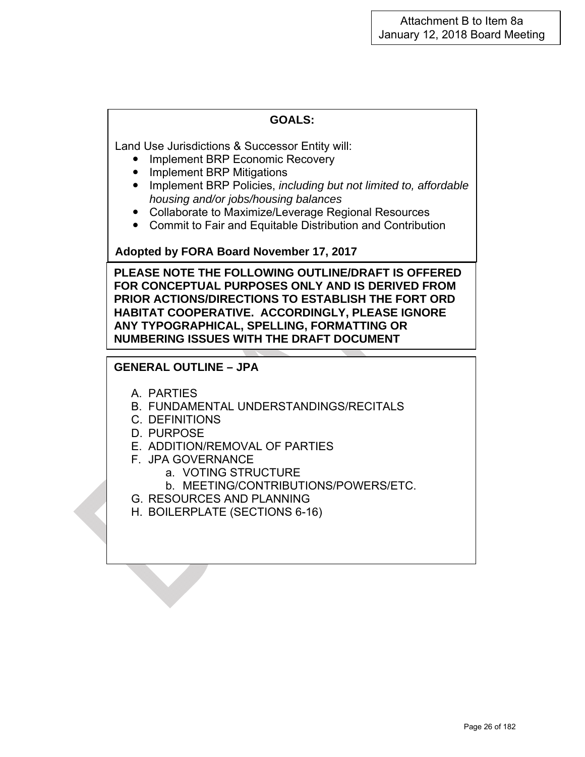Attachment B to Item 8a
January 12, 2018 Board Meeting

## GOALS:

Land Use Jurisdictions & Successor Entity will:

- Implement BRP Economic Recovery
- Implement BRP Mitigations
- Implement BRP Policies, *including but not limited to, affordable housing and/or jobs/housing balances*
- Collaborate to Maximize/Leverage Regional Resources
- Commit to Fair and Equitable Distribution and Contribution

**Adopted by FORA Board November 17, 2017**

**PLEASE NOTE THE FOLLOWING OUTLINE/DRAFT IS OFFERED FOR CONCEPTUAL PURPOSES ONLY AND IS DERIVED FROM PRIOR ACTIONS/DIRECTIONS TO ESTABLISH THE FORT ORD HABITAT COOPERATIVE. ACCORDINGLY, PLEASE IGNORE ANY TYPOGRAPHICAL, SPELLING, FORMATTING OR NUMBERING ISSUES WITH THE DRAFT DOCUMENT**

## GENERAL OUTLINE – JPA

A. PARTIES
B. FUNDAMENTAL UNDERSTANDINGS/RECITALS
C. DEFINITIONS
D. PURPOSE
E. ADDITION/REMOVAL OF PARTIES
F. JPA GOVERNANCE
    a. VOTING STRUCTURE
    b. MEETING/CONTRIBUTIONS/POWERS/ETC.
G. RESOURCES AND PLANNING
H. BOILERPLATE (SECTIONS 6-16)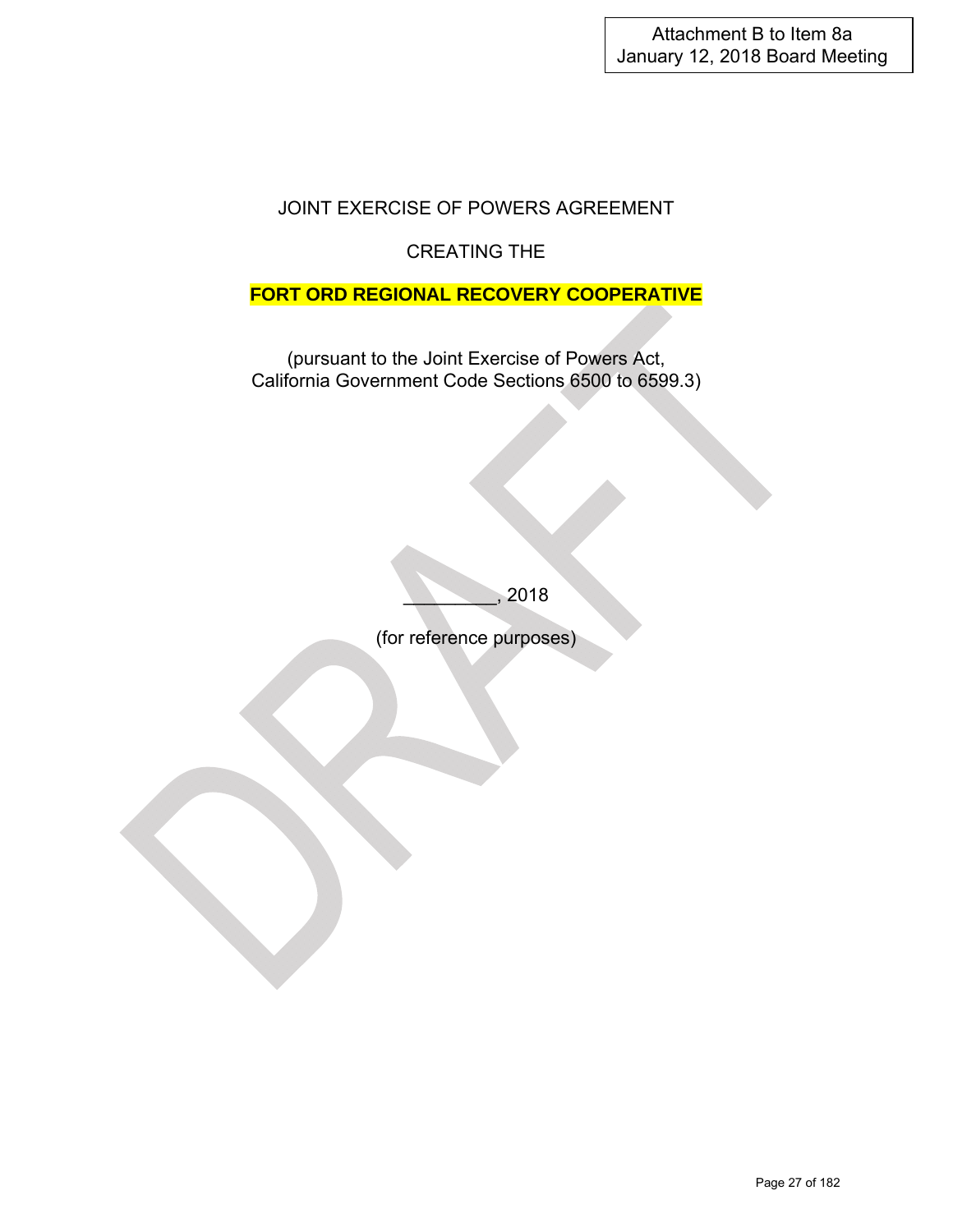Attachment B to Item 8a
January 12, 2018 Board Meeting

JOINT EXERCISE OF POWERS AGREEMENT

CREATING THE

**FORT ORD REGIONAL RECOVERY COOPERATIVE**

(pursuant to the Joint Exercise of Powers Act,
California Government Code Sections 6500 to 6599.3)

_________, 2018

(for reference purposes)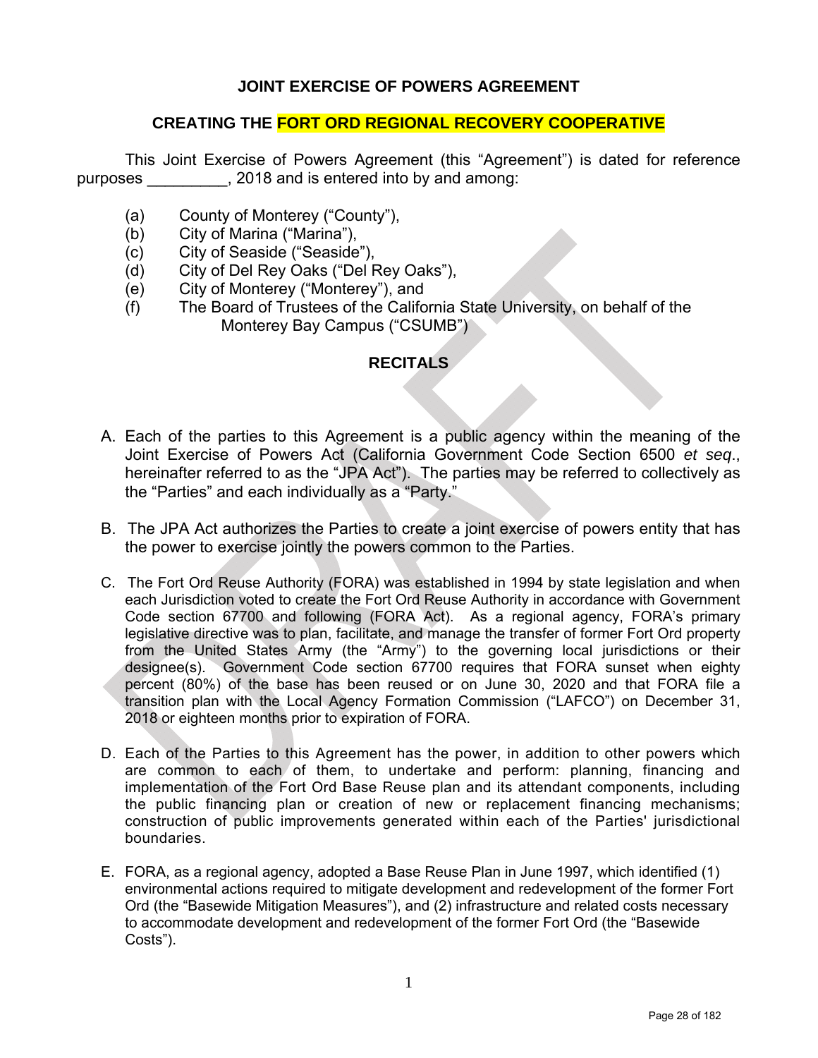# JOINT EXERCISE OF POWERS AGREEMENT

## CREATING THE FORT ORD REGIONAL RECOVERY COOPERATIVE

This Joint Exercise of Powers Agreement (this "Agreement") is dated for reference purposes _________, 2018 and is entered into by and among:

(a) County of Monterey ("County"),
(b) City of Marina ("Marina"),
(c) City of Seaside ("Seaside"),
(d) City of Del Rey Oaks ("Del Rey Oaks"),
(e) City of Monterey ("Monterey"), and
(f) The Board of Trustees of the California State University, on behalf of the Monterey Bay Campus ("CSUMB")

## RECITALS

A. Each of the parties to this Agreement is a public agency within the meaning of the Joint Exercise of Powers Act (California Government Code Section 6500 *et seq*., hereinafter referred to as the "JPA Act"). The parties may be referred to collectively as the "Parties" and each individually as a "Party."

B. The JPA Act authorizes the Parties to create a joint exercise of powers entity that has the power to exercise jointly the powers common to the Parties.

C. The Fort Ord Reuse Authority (FORA) was established in 1994 by state legislation and when each Jurisdiction voted to create the Fort Ord Reuse Authority in accordance with Government Code section 67700 and following (FORA Act). As a regional agency, FORA's primary legislative directive was to plan, facilitate, and manage the transfer of former Fort Ord property from the United States Army (the "Army") to the governing local jurisdictions or their designee(s). Government Code section 67700 requires that FORA sunset when eighty percent (80%) of the base has been reused or on June 30, 2020 and that FORA file a transition plan with the Local Agency Formation Commission ("LAFCO") on December 31, 2018 or eighteen months prior to expiration of FORA.

D. Each of the Parties to this Agreement has the power, in addition to other powers which are common to each of them, to undertake and perform: planning, financing and implementation of the Fort Ord Base Reuse plan and its attendant components, including the public financing plan or creation of new or replacement financing mechanisms; construction of public improvements generated within each of the Parties' jurisdictional boundaries.

E. FORA, as a regional agency, adopted a Base Reuse Plan in June 1997, which identified (1) environmental actions required to mitigate development and redevelopment of the former Fort Ord (the "Basewide Mitigation Measures"), and (2) infrastructure and related costs necessary to accommodate development and redevelopment of the former Fort Ord (the "Basewide Costs").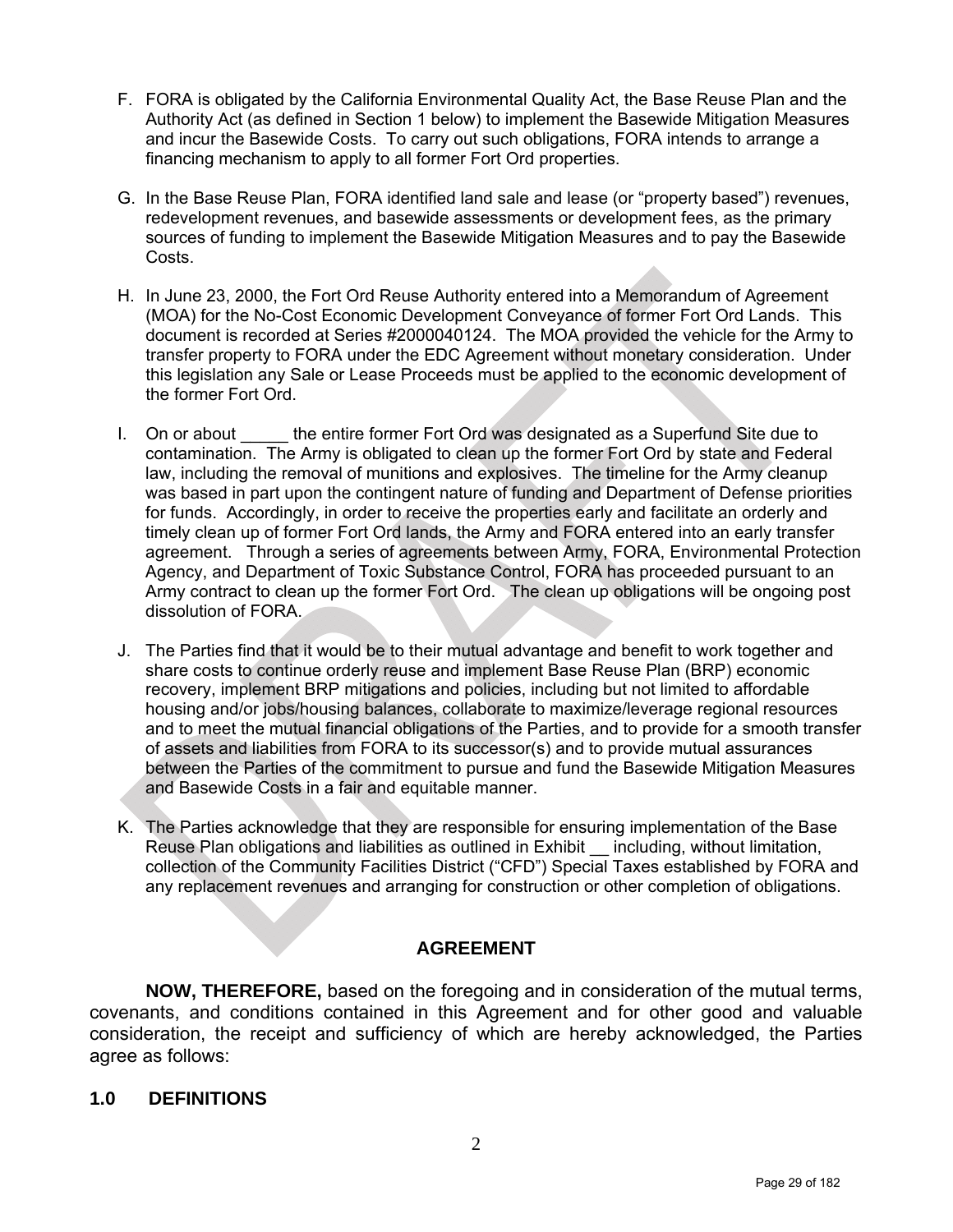F. FORA is obligated by the California Environmental Quality Act, the Base Reuse Plan and the Authority Act (as defined in Section 1 below) to implement the Basewide Mitigation Measures and incur the Basewide Costs. To carry out such obligations, FORA intends to arrange a financing mechanism to apply to all former Fort Ord properties.

G. In the Base Reuse Plan, FORA identified land sale and lease (or "property based") revenues, redevelopment revenues, and basewide assessments or development fees, as the primary sources of funding to implement the Basewide Mitigation Measures and to pay the Basewide Costs.

H. In June 23, 2000, the Fort Ord Reuse Authority entered into a Memorandum of Agreement (MOA) for the No-Cost Economic Development Conveyance of former Fort Ord Lands. This document is recorded at Series #2000040124. The MOA provided the vehicle for the Army to transfer property to FORA under the EDC Agreement without monetary consideration. Under this legislation any Sale or Lease Proceeds must be applied to the economic development of the former Fort Ord.

I. On or about _____ the entire former Fort Ord was designated as a Superfund Site due to contamination. The Army is obligated to clean up the former Fort Ord by state and Federal law, including the removal of munitions and explosives. The timeline for the Army cleanup was based in part upon the contingent nature of funding and Department of Defense priorities for funds. Accordingly, in order to receive the properties early and facilitate an orderly and timely clean up of former Fort Ord lands, the Army and FORA entered into an early transfer agreement. Through a series of agreements between Army, FORA, Environmental Protection Agency, and Department of Toxic Substance Control, FORA has proceeded pursuant to an Army contract to clean up the former Fort Ord. The clean up obligations will be ongoing post dissolution of FORA.

J. The Parties find that it would be to their mutual advantage and benefit to work together and share costs to continue orderly reuse and implement Base Reuse Plan (BRP) economic recovery, implement BRP mitigations and policies, including but not limited to affordable housing and/or jobs/housing balances, collaborate to maximize/leverage regional resources and to meet the mutual financial obligations of the Parties, and to provide for a smooth transfer of assets and liabilities from FORA to its successor(s) and to provide mutual assurances between the Parties of the commitment to pursue and fund the Basewide Mitigation Measures and Basewide Costs in a fair and equitable manner.

K. The Parties acknowledge that they are responsible for ensuring implementation of the Base Reuse Plan obligations and liabilities as outlined in Exhibit __ including, without limitation, collection of the Community Facilities District ("CFD") Special Taxes established by FORA and any replacement revenues and arranging for construction or other completion of obligations.

## AGREEMENT

**NOW, THEREFORE,** based on the foregoing and in consideration of the mutual terms, covenants, and conditions contained in this Agreement and for other good and valuable consideration, the receipt and sufficiency of which are hereby acknowledged, the Parties agree as follows:

## 1.0 DEFINITIONS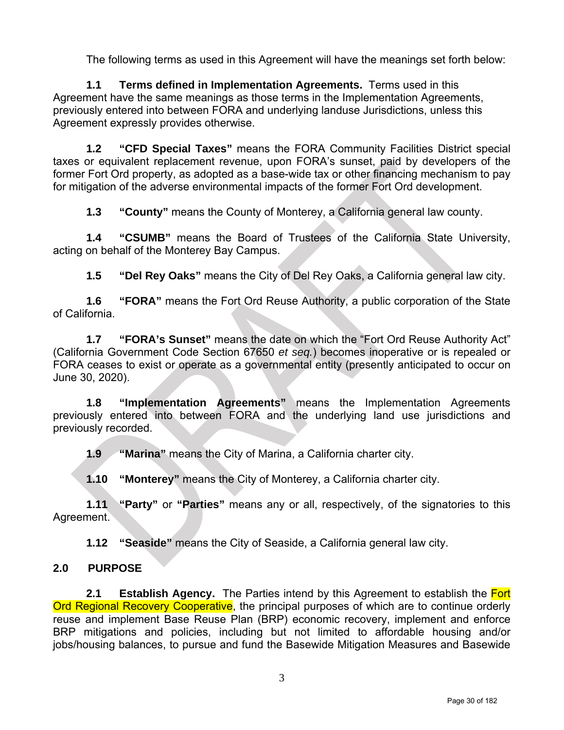The following terms as used in this Agreement will have the meanings set forth below:

**1.1 Terms defined in Implementation Agreements.** Terms used in this Agreement have the same meanings as those terms in the Implementation Agreements, previously entered into between FORA and underlying landuse Jurisdictions, unless this Agreement expressly provides otherwise.

**1.2 "CFD Special Taxes"** means the FORA Community Facilities District special taxes or equivalent replacement revenue, upon FORA's sunset, paid by developers of the former Fort Ord property, as adopted as a base-wide tax or other financing mechanism to pay for mitigation of the adverse environmental impacts of the former Fort Ord development.

**1.3 "County"** means the County of Monterey, a California general law county.

**1.4 "CSUMB"** means the Board of Trustees of the California State University, acting on behalf of the Monterey Bay Campus.

**1.5 "Del Rey Oaks"** means the City of Del Rey Oaks, a California general law city.

**1.6 "FORA"** means the Fort Ord Reuse Authority, a public corporation of the State of California.

**1.7 "FORA's Sunset"** means the date on which the "Fort Ord Reuse Authority Act" (California Government Code Section 67650 *et seq.*) becomes inoperative or is repealed or FORA ceases to exist or operate as a governmental entity (presently anticipated to occur on June 30, 2020).

**1.8 "Implementation Agreements"** means the Implementation Agreements previously entered into between FORA and the underlying land use jurisdictions and previously recorded.

**1.9 "Marina"** means the City of Marina, a California charter city.

**1.10 "Monterey"** means the City of Monterey, a California charter city.

**1.11 "Party"** or **"Parties"** means any or all, respectively, of the signatories to this Agreement.

**1.12 "Seaside"** means the City of Seaside, a California general law city.

## 2.0 PURPOSE

**2.1 Establish Agency.** The Parties intend by this Agreement to establish the Fort Ord Regional Recovery Cooperative, the principal purposes of which are to continue orderly reuse and implement Base Reuse Plan (BRP) economic recovery, implement and enforce BRP mitigations and policies, including but not limited to affordable housing and/or jobs/housing balances, to pursue and fund the Basewide Mitigation Measures and Basewide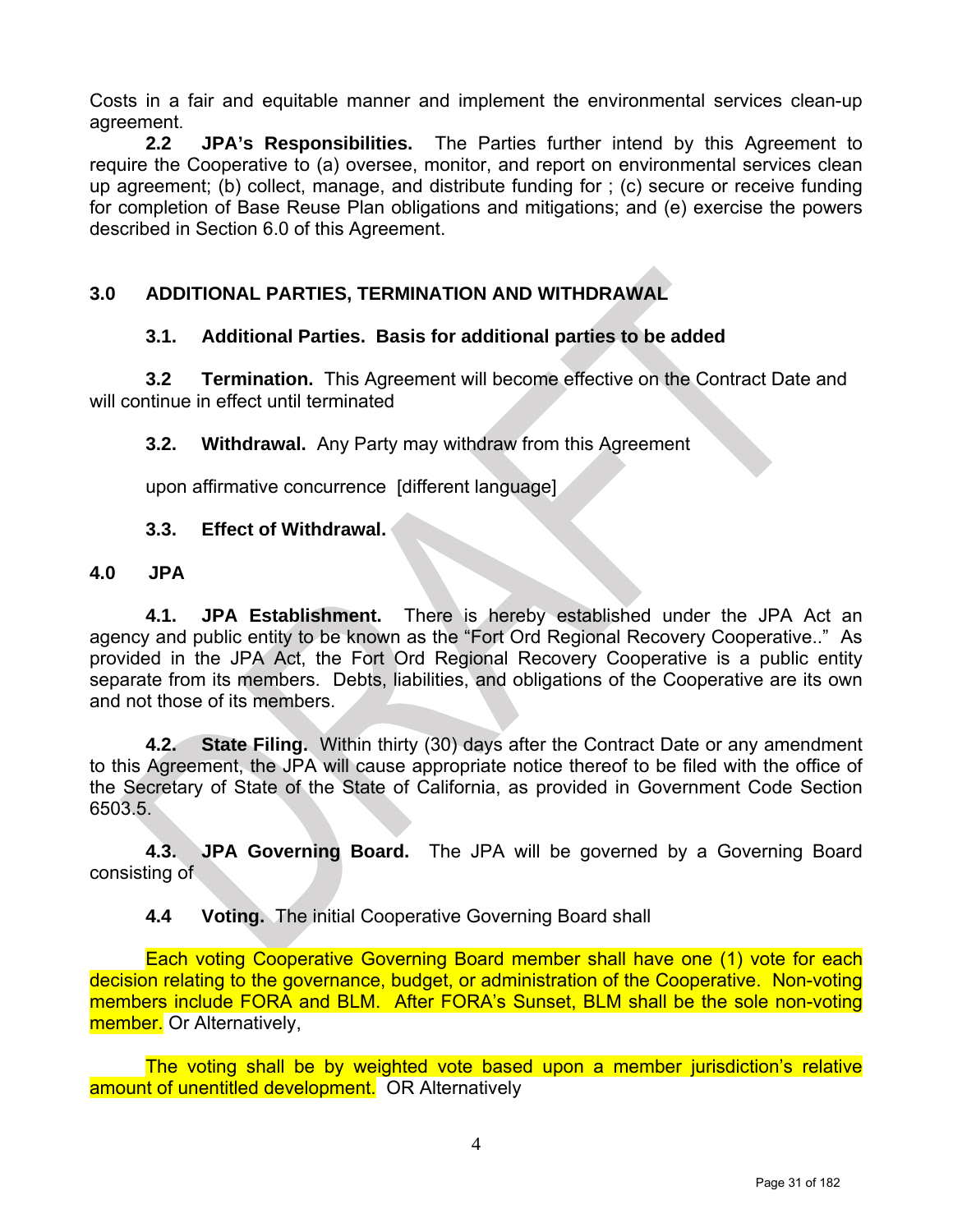Costs in a fair and equitable manner and implement the environmental services clean-up agreement.

**2.2 JPA's Responsibilities.** The Parties further intend by this Agreement to require the Cooperative to (a) oversee, monitor, and report on environmental services clean up agreement; (b) collect, manage, and distribute funding for ; (c) secure or receive funding for completion of Base Reuse Plan obligations and mitigations; and (e) exercise the powers described in Section 6.0 of this Agreement.

## 3.0 ADDITIONAL PARTIES, TERMINATION AND WITHDRAWAL

**3.1. Additional Parties. Basis for additional parties to be added**

**3.2 Termination.** This Agreement will become effective on the Contract Date and will continue in effect until terminated

**3.2. Withdrawal.** Any Party may withdraw from this Agreement

upon affirmative concurrence [different language]

**3.3. Effect of Withdrawal.**

## 4.0 JPA

**4.1. JPA Establishment.** There is hereby established under the JPA Act an agency and public entity to be known as the "Fort Ord Regional Recovery Cooperative.." As provided in the JPA Act, the Fort Ord Regional Recovery Cooperative is a public entity separate from its members. Debts, liabilities, and obligations of the Cooperative are its own and not those of its members.

**4.2. State Filing.** Within thirty (30) days after the Contract Date or any amendment to this Agreement, the JPA will cause appropriate notice thereof to be filed with the office of the Secretary of State of the State of California, as provided in Government Code Section 6503.5.

**4.3. JPA Governing Board.** The JPA will be governed by a Governing Board consisting of

**4.4 Voting.** The initial Cooperative Governing Board shall

Each voting Cooperative Governing Board member shall have one (1) vote for each decision relating to the governance, budget, or administration of the Cooperative. Non-voting members include FORA and BLM. After FORA's Sunset, BLM shall be the sole non-voting member. Or Alternatively,

The voting shall be by weighted vote based upon a member jurisdiction's relative amount of unentitled development. OR Alternatively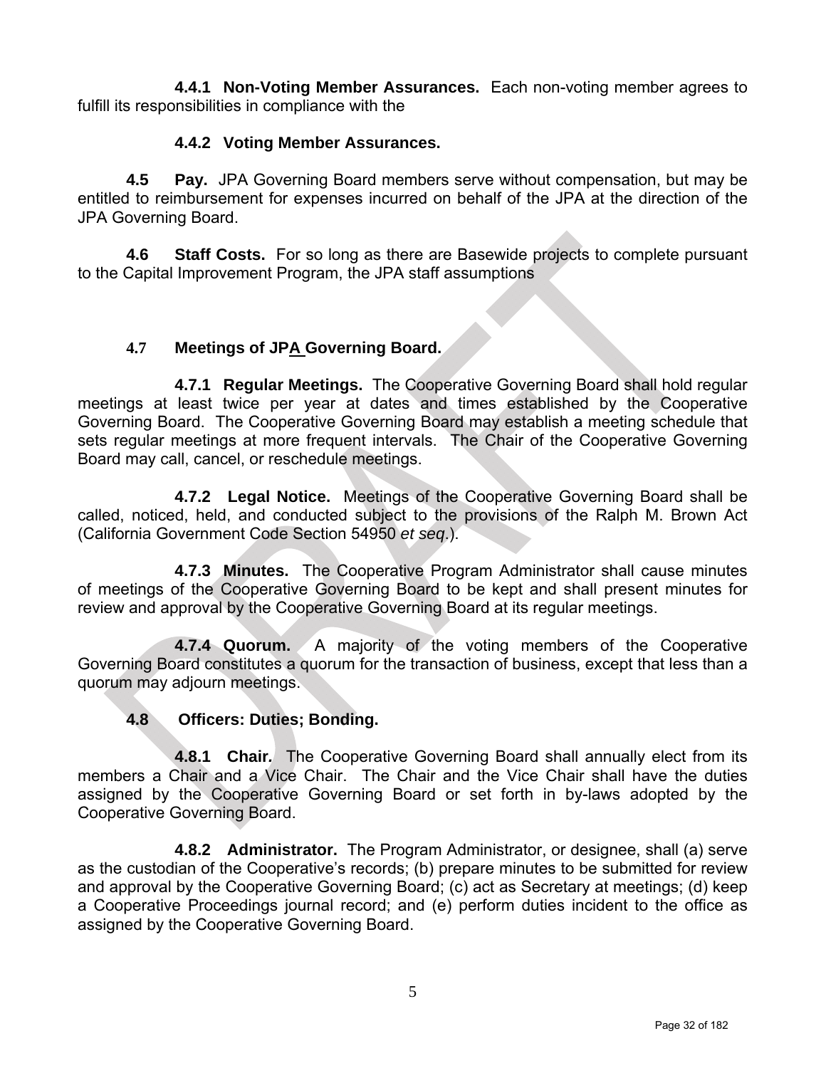**4.4.1 Non-Voting Member Assurances.** Each non-voting member agrees to fulfill its responsibilities in compliance with the

**4.4.2 Voting Member Assurances.**

**4.5 Pay.** JPA Governing Board members serve without compensation, but may be entitled to reimbursement for expenses incurred on behalf of the JPA at the direction of the JPA Governing Board.

**4.6 Staff Costs.** For so long as there are Basewide projects to complete pursuant to the Capital Improvement Program, the JPA staff assumptions

**4.7 Meetings of JPA Governing Board.**

**4.7.1 Regular Meetings.** The Cooperative Governing Board shall hold regular meetings at least twice per year at dates and times established by the Cooperative Governing Board. The Cooperative Governing Board may establish a meeting schedule that sets regular meetings at more frequent intervals. The Chair of the Cooperative Governing Board may call, cancel, or reschedule meetings.

**4.7.2 Legal Notice.** Meetings of the Cooperative Governing Board shall be called, noticed, held, and conducted subject to the provisions of the Ralph M. Brown Act (California Government Code Section 54950 *et seq*.).

**4.7.3 Minutes.** The Cooperative Program Administrator shall cause minutes of meetings of the Cooperative Governing Board to be kept and shall present minutes for review and approval by the Cooperative Governing Board at its regular meetings.

**4.7.4 Quorum.** A majority of the voting members of the Cooperative Governing Board constitutes a quorum for the transaction of business, except that less than a quorum may adjourn meetings.

**4.8 Officers: Duties; Bonding.**

**4.8.1 Chair.** The Cooperative Governing Board shall annually elect from its members a Chair and a Vice Chair. The Chair and the Vice Chair shall have the duties assigned by the Cooperative Governing Board or set forth in by-laws adopted by the Cooperative Governing Board.

**4.8.2 Administrator.** The Program Administrator, or designee, shall (a) serve as the custodian of the Cooperative's records; (b) prepare minutes to be submitted for review and approval by the Cooperative Governing Board; (c) act as Secretary at meetings; (d) keep a Cooperative Proceedings journal record; and (e) perform duties incident to the office as assigned by the Cooperative Governing Board.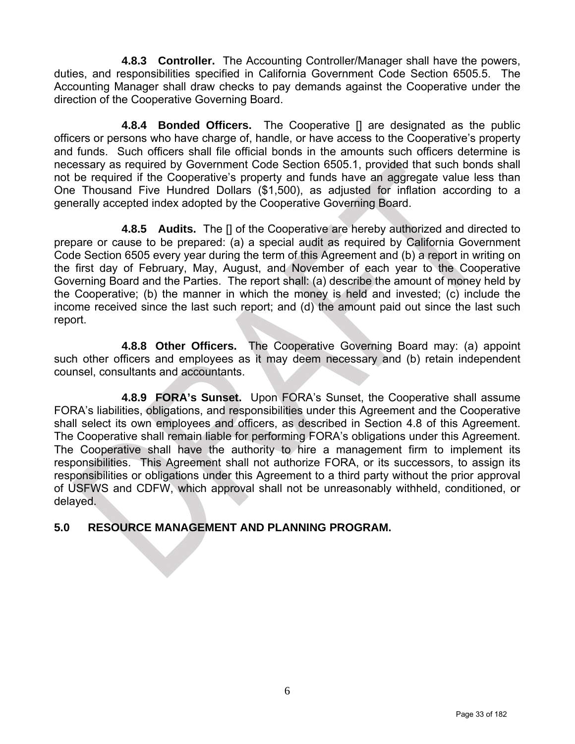**4.8.3 Controller.** The Accounting Controller/Manager shall have the powers, duties, and responsibilities specified in California Government Code Section 6505.5. The Accounting Manager shall draw checks to pay demands against the Cooperative under the direction of the Cooperative Governing Board.

**4.8.4 Bonded Officers.** The Cooperative [] are designated as the public officers or persons who have charge of, handle, or have access to the Cooperative's property and funds. Such officers shall file official bonds in the amounts such officers determine is necessary as required by Government Code Section 6505.1, provided that such bonds shall not be required if the Cooperative's property and funds have an aggregate value less than One Thousand Five Hundred Dollars ($1,500), as adjusted for inflation according to a generally accepted index adopted by the Cooperative Governing Board.

**4.8.5 Audits.** The [] of the Cooperative are hereby authorized and directed to prepare or cause to be prepared: (a) a special audit as required by California Government Code Section 6505 every year during the term of this Agreement and (b) a report in writing on the first day of February, May, August, and November of each year to the Cooperative Governing Board and the Parties. The report shall: (a) describe the amount of money held by the Cooperative; (b) the manner in which the money is held and invested; (c) include the income received since the last such report; and (d) the amount paid out since the last such report.

**4.8.8 Other Officers.** The Cooperative Governing Board may: (a) appoint such other officers and employees as it may deem necessary and (b) retain independent counsel, consultants and accountants.

**4.8.9 FORA's Sunset.** Upon FORA's Sunset, the Cooperative shall assume FORA's liabilities, obligations, and responsibilities under this Agreement and the Cooperative shall select its own employees and officers, as described in Section 4.8 of this Agreement. The Cooperative shall remain liable for performing FORA's obligations under this Agreement. The Cooperative shall have the authority to hire a management firm to implement its responsibilities. This Agreement shall not authorize FORA, or its successors, to assign its responsibilities or obligations under this Agreement to a third party without the prior approval of USFWS and CDFW, which approval shall not be unreasonably withheld, conditioned, or delayed.

## 5.0 RESOURCE MANAGEMENT AND PLANNING PROGRAM.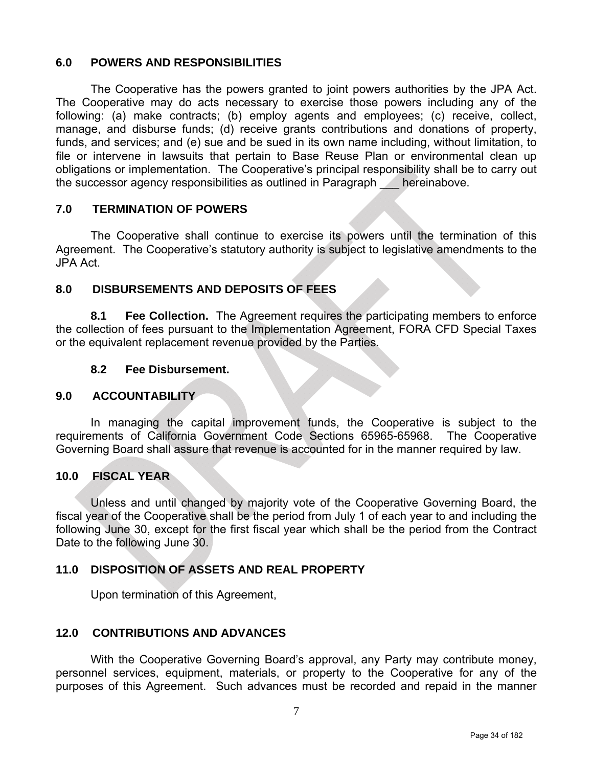## 6.0 POWERS AND RESPONSIBILITIES

The Cooperative has the powers granted to joint powers authorities by the JPA Act. The Cooperative may do acts necessary to exercise those powers including any of the following: (a) make contracts; (b) employ agents and employees; (c) receive, collect, manage, and disburse funds; (d) receive grants contributions and donations of property, funds, and services; and (e) sue and be sued in its own name including, without limitation, to file or intervene in lawsuits that pertain to Base Reuse Plan or environmental clean up obligations or implementation. The Cooperative's principal responsibility shall be to carry out the successor agency responsibilities as outlined in Paragraph ___ hereinabove.

## 7.0 TERMINATION OF POWERS

The Cooperative shall continue to exercise its powers until the termination of this Agreement. The Cooperative's statutory authority is subject to legislative amendments to the JPA Act.

## 8.0 DISBURSEMENTS AND DEPOSITS OF FEES

**8.1 Fee Collection.** The Agreement requires the participating members to enforce the collection of fees pursuant to the Implementation Agreement, FORA CFD Special Taxes or the equivalent replacement revenue provided by the Parties.

**8.2 Fee Disbursement.**

## 9.0 ACCOUNTABILITY

In managing the capital improvement funds, the Cooperative is subject to the requirements of California Government Code Sections 65965-65968. The Cooperative Governing Board shall assure that revenue is accounted for in the manner required by law.

## 10.0 FISCAL YEAR

Unless and until changed by majority vote of the Cooperative Governing Board, the fiscal year of the Cooperative shall be the period from July 1 of each year to and including the following June 30, except for the first fiscal year which shall be the period from the Contract Date to the following June 30.

## 11.0 DISPOSITION OF ASSETS AND REAL PROPERTY

Upon termination of this Agreement,

## 12.0 CONTRIBUTIONS AND ADVANCES

With the Cooperative Governing Board's approval, any Party may contribute money, personnel services, equipment, materials, or property to the Cooperative for any of the purposes of this Agreement. Such advances must be recorded and repaid in the manner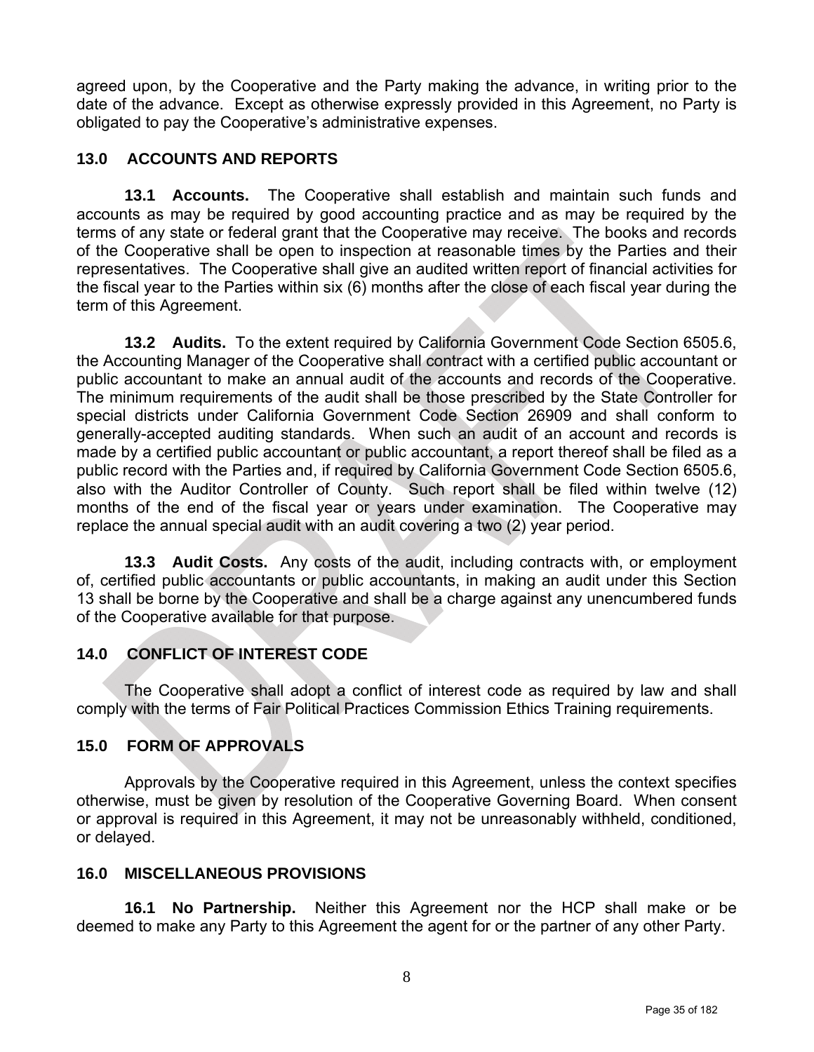agreed upon, by the Cooperative and the Party making the advance, in writing prior to the date of the advance. Except as otherwise expressly provided in this Agreement, no Party is obligated to pay the Cooperative's administrative expenses.

## 13.0 ACCOUNTS AND REPORTS

**13.1 Accounts.** The Cooperative shall establish and maintain such funds and accounts as may be required by good accounting practice and as may be required by the terms of any state or federal grant that the Cooperative may receive. The books and records of the Cooperative shall be open to inspection at reasonable times by the Parties and their representatives. The Cooperative shall give an audited written report of financial activities for the fiscal year to the Parties within six (6) months after the close of each fiscal year during the term of this Agreement.

**13.2 Audits.** To the extent required by California Government Code Section 6505.6, the Accounting Manager of the Cooperative shall contract with a certified public accountant or public accountant to make an annual audit of the accounts and records of the Cooperative. The minimum requirements of the audit shall be those prescribed by the State Controller for special districts under California Government Code Section 26909 and shall conform to generally-accepted auditing standards. When such an audit of an account and records is made by a certified public accountant or public accountant, a report thereof shall be filed as a public record with the Parties and, if required by California Government Code Section 6505.6, also with the Auditor Controller of County. Such report shall be filed within twelve (12) months of the end of the fiscal year or years under examination. The Cooperative may replace the annual special audit with an audit covering a two (2) year period.

**13.3 Audit Costs.** Any costs of the audit, including contracts with, or employment of, certified public accountants or public accountants, in making an audit under this Section 13 shall be borne by the Cooperative and shall be a charge against any unencumbered funds of the Cooperative available for that purpose.

## 14.0 CONFLICT OF INTEREST CODE

The Cooperative shall adopt a conflict of interest code as required by law and shall comply with the terms of Fair Political Practices Commission Ethics Training requirements.

## 15.0 FORM OF APPROVALS

Approvals by the Cooperative required in this Agreement, unless the context specifies otherwise, must be given by resolution of the Cooperative Governing Board. When consent or approval is required in this Agreement, it may not be unreasonably withheld, conditioned, or delayed.

## 16.0 MISCELLANEOUS PROVISIONS

**16.1 No Partnership.** Neither this Agreement nor the HCP shall make or be deemed to make any Party to this Agreement the agent for or the partner of any other Party.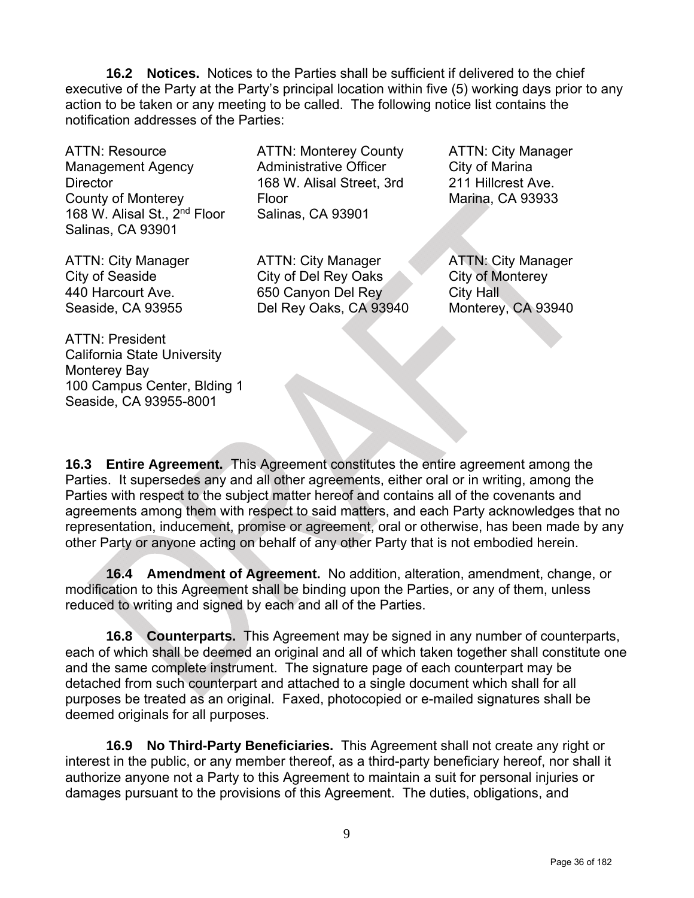**16.2 Notices.** Notices to the Parties shall be sufficient if delivered to the chief executive of the Party at the Party's principal location within five (5) working days prior to any action to be taken or any meeting to be called. The following notice list contains the notification addresses of the Parties:

ATTN: Resource Management Agency Director
County of Monterey
168 W. Alisal St., 2nd Floor
Salinas, CA 93901

ATTN: Monterey County Administrative Officer
168 W. Alisal Street, 3rd Floor
Salinas, CA 93901

ATTN: City Manager
City of Marina
211 Hillcrest Ave.
Marina, CA 93933

ATTN: City Manager
City of Seaside
440 Harcourt Ave.
Seaside, CA 93955

ATTN: City Manager
City of Del Rey Oaks
650 Canyon Del Rey
Del Rey Oaks, CA 93940

ATTN: City Manager
City of Monterey
City Hall
Monterey, CA 93940

ATTN: President
California State University Monterey Bay
100 Campus Center, Blding 1
Seaside, CA 93955-8001

**16.3 Entire Agreement.** This Agreement constitutes the entire agreement among the Parties. It supersedes any and all other agreements, either oral or in writing, among the Parties with respect to the subject matter hereof and contains all of the covenants and agreements among them with respect to said matters, and each Party acknowledges that no representation, inducement, promise or agreement, oral or otherwise, has been made by any other Party or anyone acting on behalf of any other Party that is not embodied herein.

**16.4 Amendment of Agreement.** No addition, alteration, amendment, change, or modification to this Agreement shall be binding upon the Parties, or any of them, unless reduced to writing and signed by each and all of the Parties.

**16.8 Counterparts.** This Agreement may be signed in any number of counterparts, each of which shall be deemed an original and all of which taken together shall constitute one and the same complete instrument. The signature page of each counterpart may be detached from such counterpart and attached to a single document which shall for all purposes be treated as an original. Faxed, photocopied or e-mailed signatures shall be deemed originals for all purposes.

**16.9 No Third-Party Beneficiaries.** This Agreement shall not create any right or interest in the public, or any member thereof, as a third-party beneficiary hereof, nor shall it authorize anyone not a Party to this Agreement to maintain a suit for personal injuries or damages pursuant to the provisions of this Agreement. The duties, obligations, and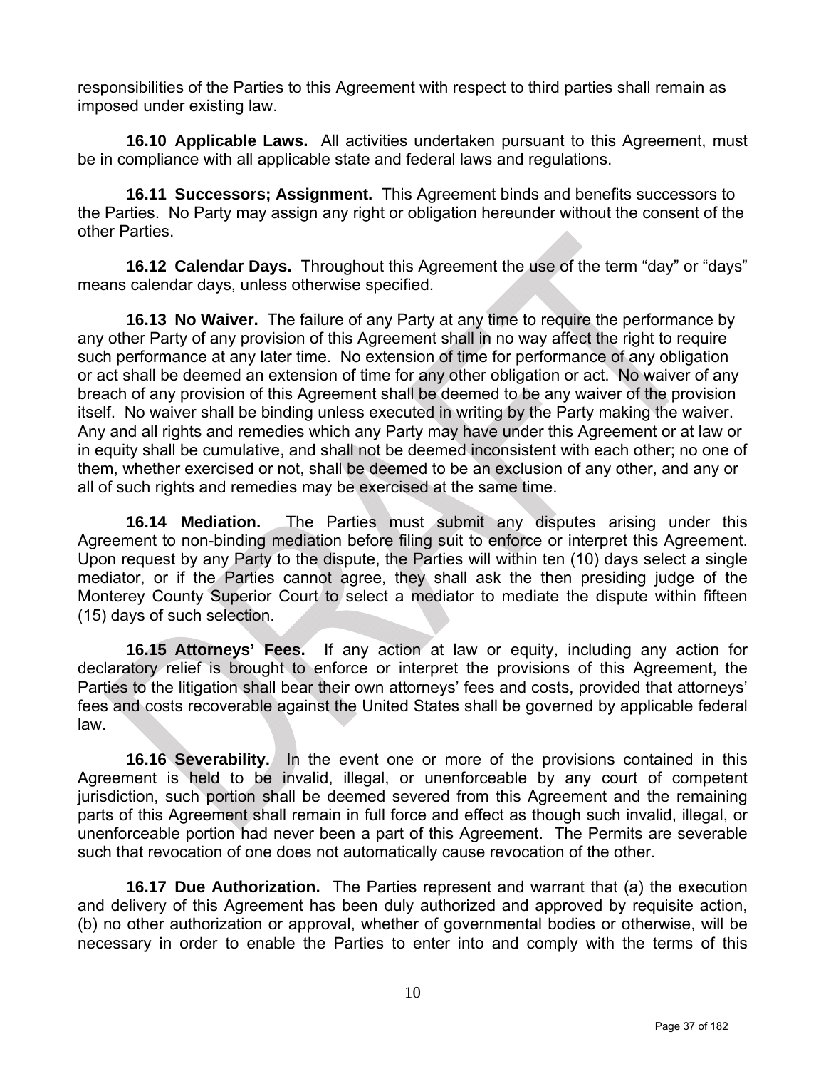responsibilities of the Parties to this Agreement with respect to third parties shall remain as imposed under existing law.

**16.10 Applicable Laws.** All activities undertaken pursuant to this Agreement, must be in compliance with all applicable state and federal laws and regulations.

**16.11 Successors; Assignment.** This Agreement binds and benefits successors to the Parties. No Party may assign any right or obligation hereunder without the consent of the other Parties.

**16.12 Calendar Days.** Throughout this Agreement the use of the term "day" or "days" means calendar days, unless otherwise specified.

**16.13 No Waiver.** The failure of any Party at any time to require the performance by any other Party of any provision of this Agreement shall in no way affect the right to require such performance at any later time. No extension of time for performance of any obligation or act shall be deemed an extension of time for any other obligation or act. No waiver of any breach of any provision of this Agreement shall be deemed to be any waiver of the provision itself. No waiver shall be binding unless executed in writing by the Party making the waiver. Any and all rights and remedies which any Party may have under this Agreement or at law or in equity shall be cumulative, and shall not be deemed inconsistent with each other; no one of them, whether exercised or not, shall be deemed to be an exclusion of any other, and any or all of such rights and remedies may be exercised at the same time.

**16.14 Mediation.** The Parties must submit any disputes arising under this Agreement to non-binding mediation before filing suit to enforce or interpret this Agreement. Upon request by any Party to the dispute, the Parties will within ten (10) days select a single mediator, or if the Parties cannot agree, they shall ask the then presiding judge of the Monterey County Superior Court to select a mediator to mediate the dispute within fifteen (15) days of such selection.

**16.15 Attorneys' Fees.** If any action at law or equity, including any action for declaratory relief is brought to enforce or interpret the provisions of this Agreement, the Parties to the litigation shall bear their own attorneys' fees and costs, provided that attorneys' fees and costs recoverable against the United States shall be governed by applicable federal law.

**16.16 Severability.** In the event one or more of the provisions contained in this Agreement is held to be invalid, illegal, or unenforceable by any court of competent jurisdiction, such portion shall be deemed severed from this Agreement and the remaining parts of this Agreement shall remain in full force and effect as though such invalid, illegal, or unenforceable portion had never been a part of this Agreement. The Permits are severable such that revocation of one does not automatically cause revocation of the other.

**16.17 Due Authorization.** The Parties represent and warrant that (a) the execution and delivery of this Agreement has been duly authorized and approved by requisite action, (b) no other authorization or approval, whether of governmental bodies or otherwise, will be necessary in order to enable the Parties to enter into and comply with the terms of this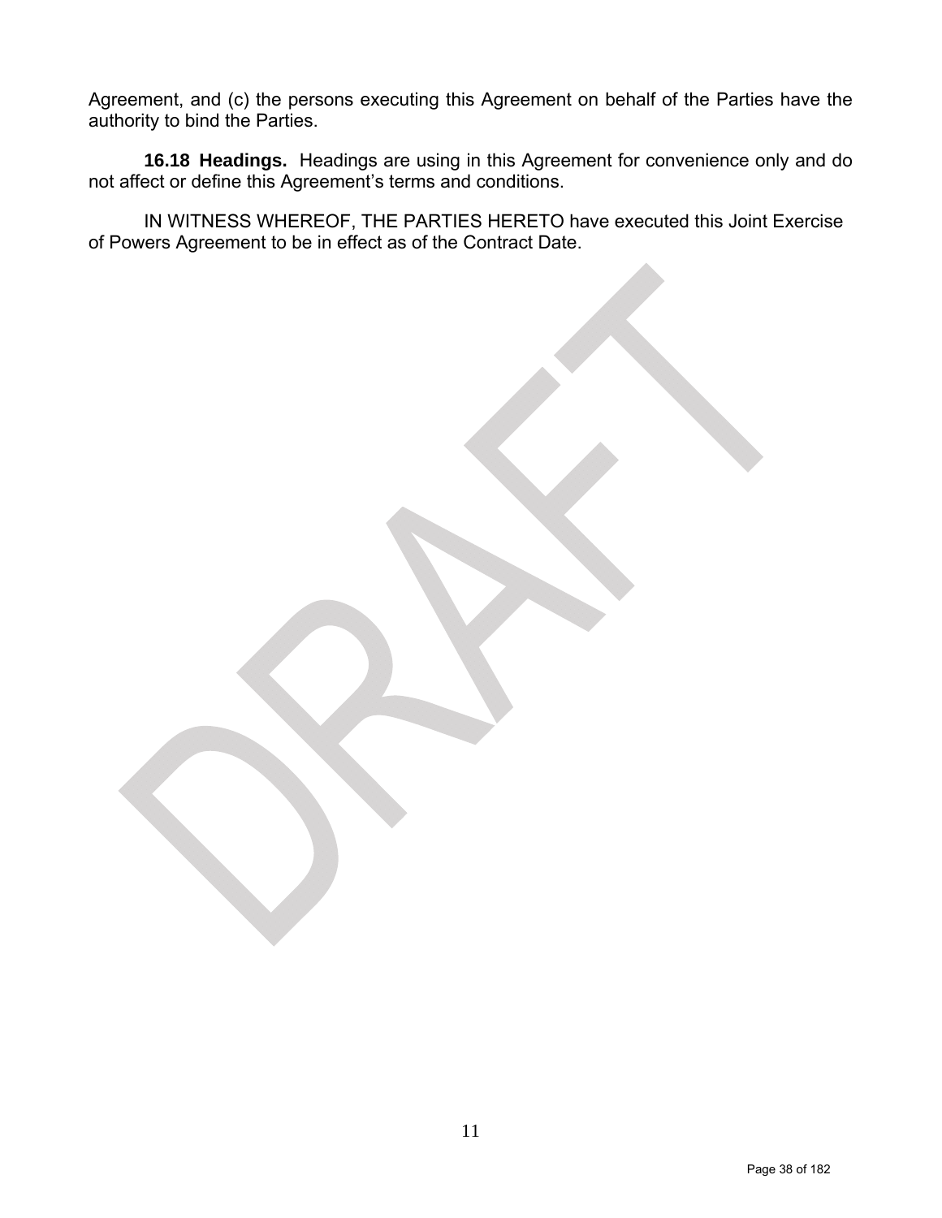Agreement, and (c) the persons executing this Agreement on behalf of the Parties have the authority to bind the Parties.

**16.18 Headings.** Headings are using in this Agreement for convenience only and do not affect or define this Agreement's terms and conditions.

IN WITNESS WHEREOF, THE PARTIES HERETO have executed this Joint Exercise of Powers Agreement to be in effect as of the Contract Date.

DRAFT